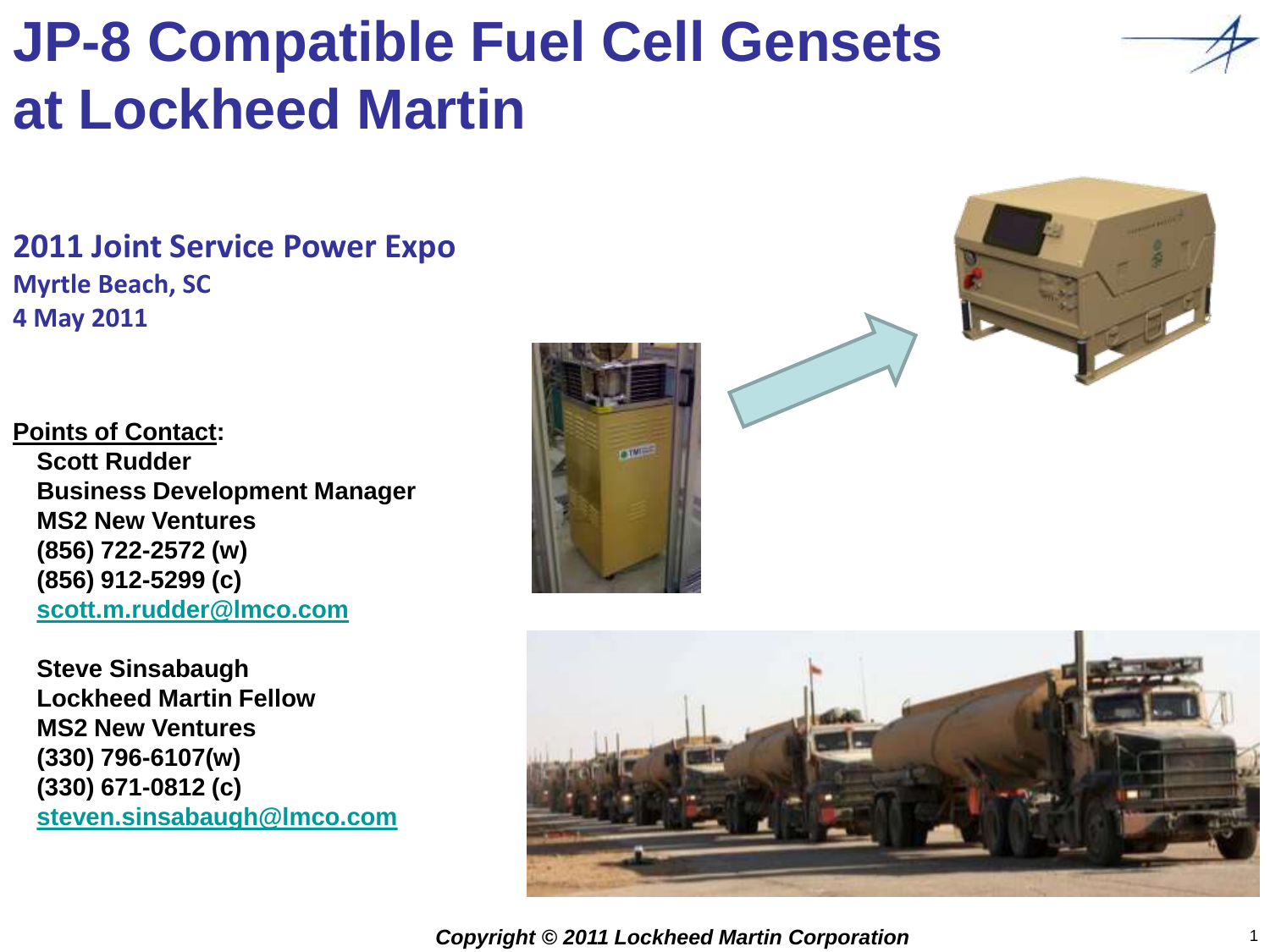# JP-8 Compatible Fuel Cell Gensets at Lockheed Martin

## 2011 Joint Service Power Expo

**Myrtle Beach, SC**

**4 May 2011**

**Points of Contact:**

**Scott Rudder**
**Business Development Manager**
**MS2 New Ventures**
**(856) 722-2572 (w)**
**(856) 912-5299 (c)**
**scott.m.rudder@lmco.com**

**Steve Sinsabaugh**
**Lockheed Martin Fellow**
**MS2 New Ventures**
**(330) 796-6107(w)**
**(330) 671-0812 (c)**
**steven.sinsabaugh@lmco.com**

*Copyright © 2011 Lockheed Martin Corporation*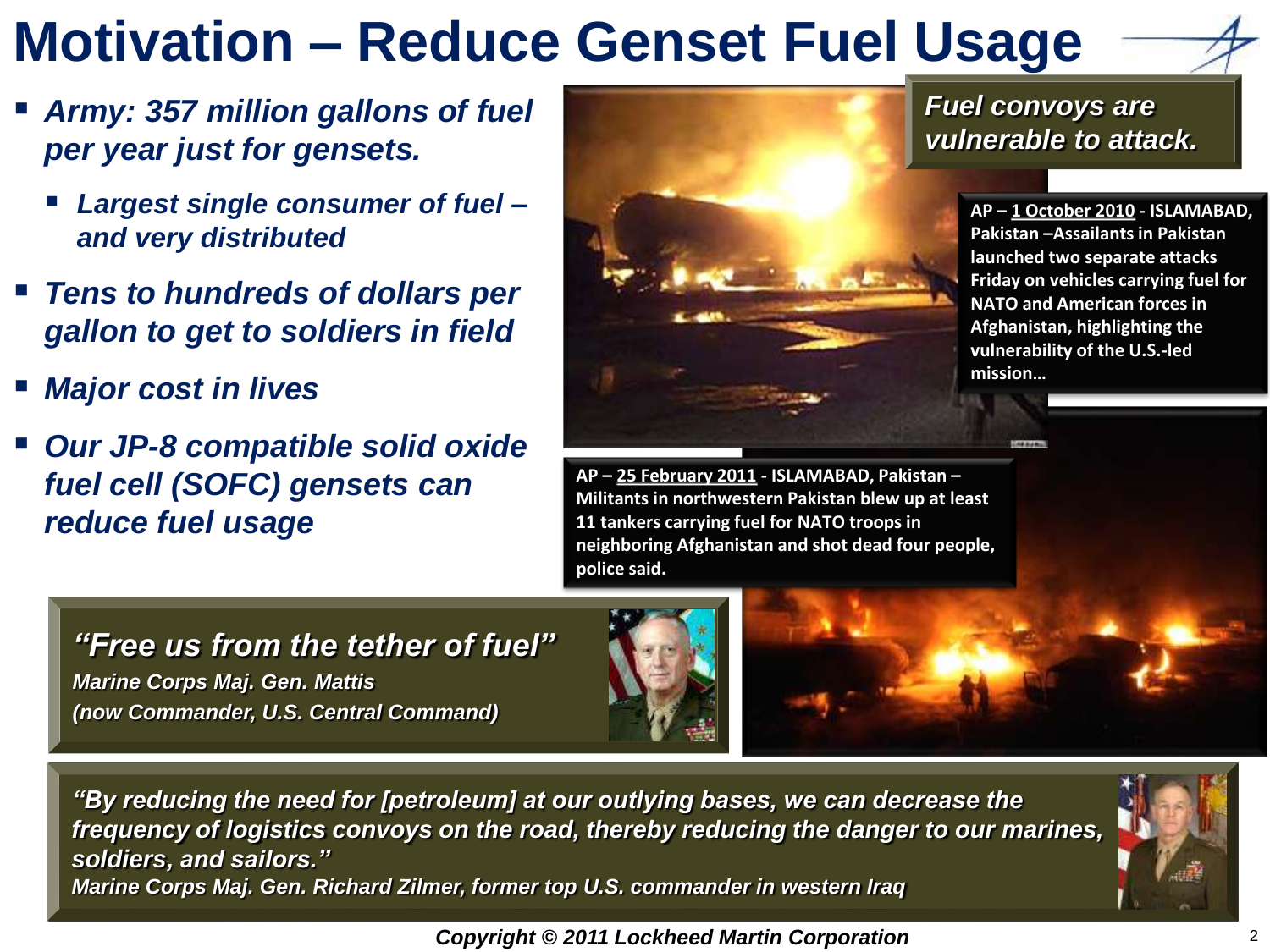# Motivation – Reduce Genset Fuel Usage

- *Army: 357 million gallons of fuel per year just for gensets.*
  - *Largest single consumer of fuel – and very distributed*
- *Tens to hundreds of dollars per gallon to get to soldiers in field*
- *Major cost in lives*
- *Our JP-8 compatible solid oxide fuel cell (SOFC) gensets can reduce fuel usage*

***Fuel convoys are vulnerable to attack.***

**AP – 1 October 2010 - ISLAMABAD, Pakistan –Assailants in Pakistan launched two separate attacks Friday on vehicles carrying fuel for NATO and American forces in Afghanistan, highlighting the vulnerability of the U.S.-led mission…**

**AP – 25 February 2011 - ISLAMABAD, Pakistan – Militants in northwestern Pakistan blew up at least 11 tankers carrying fuel for NATO troops in neighboring Afghanistan and shot dead four people, police said.**

***"Free us from the tether of fuel"***
*Marine Corps Maj. Gen. Mattis*
*(now Commander, U.S. Central Command)*

***"By reducing the need for [petroleum] at our outlying bases, we can decrease the frequency of logistics convoys on the road, thereby reducing the danger to our marines, soldiers, and sailors."***
*Marine Corps Maj. Gen. Richard Zilmer, former top U.S. commander in western Iraq*

***Copyright © 2011 Lockheed Martin Corporation***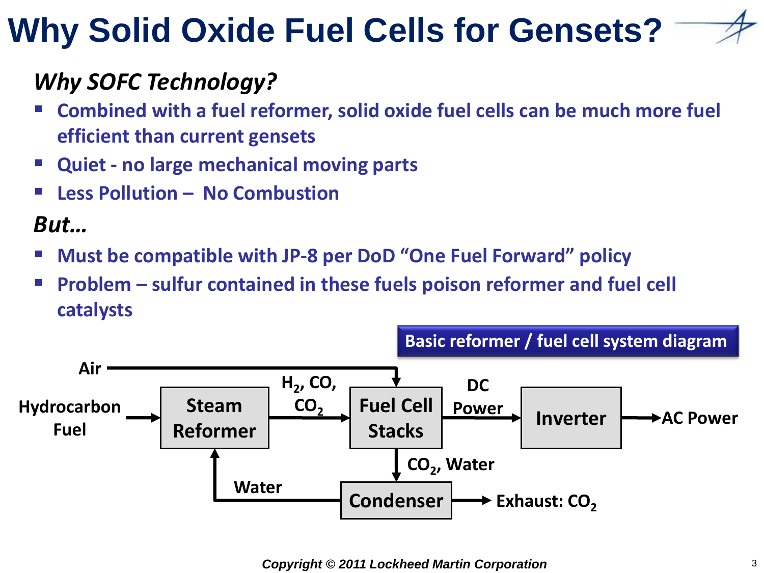# Why Solid Oxide Fuel Cells for Gensets?

## *Why SOFC Technology?*

- **Combined with a fuel reformer, solid oxide fuel cells can be much more fuel efficient than current gensets**
- **Quiet - no large mechanical moving parts**
- **Less Pollution – No Combustion**

## *But…*

- **Must be compatible with JP-8 per DoD "One Fuel Forward" policy**
- **Problem – sulfur contained in these fuels poison reformer and fuel cell catalysts**

**Basic reformer / fuel cell system diagram**

Air → Fuel Cell Stacks

Hydrocarbon Fuel → Steam Reformer → $H_2$, $CO$, $CO_2$ → Fuel Cell Stacks → DC Power → Inverter → AC Power

Fuel Cell Stacks → $CO_2$, Water → Condenser → Exhaust: $CO_2$

Condenser → Water → Steam Reformer

*Copyright © 2011 Lockheed Martin Corporation*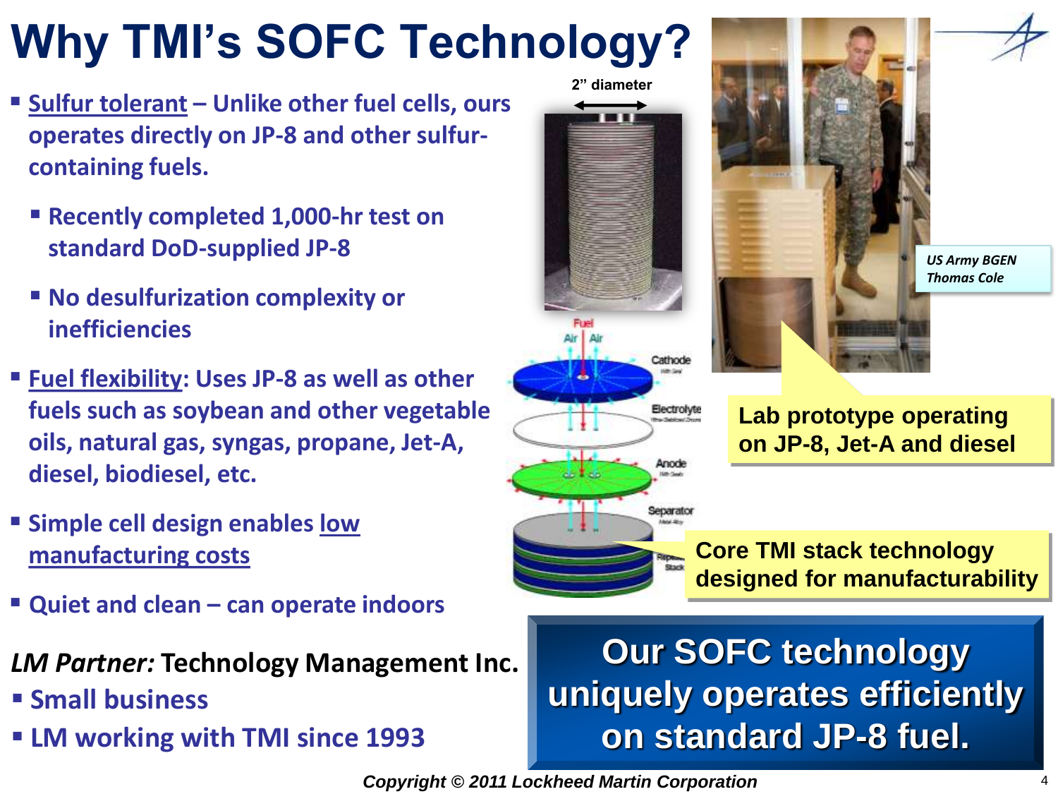# Why TMI's SOFC Technology?

- Sulfur tolerant – Unlike other fuel cells, ours operates directly on JP-8 and other sulfur-containing fuels.
  - Recently completed 1,000-hr test on standard DoD-supplied JP-8
  - No desulfurization complexity or inefficiencies
- Fuel flexibility: Uses JP-8 as well as other fuels such as soybean and other vegetable oils, natural gas, syngas, propane, Jet-A, diesel, biodiesel, etc.
- Simple cell design enables low manufacturing costs
- Quiet and clean – can operate indoors

*LM Partner:* **Technology Management Inc.**

- Small business
- LM working with TMI since 1993

2" diameter

Fuel, Air, Air, Cathode, Electrolyte, Anode, Separator

US Army BGEN Thomas Cole

Lab prototype operating on JP-8, Jet-A and diesel

Core TMI stack technology designed for manufacturability

**Our SOFC technology uniquely operates efficiently on standard JP-8 fuel.**

*Copyright © 2011 Lockheed Martin Corporation*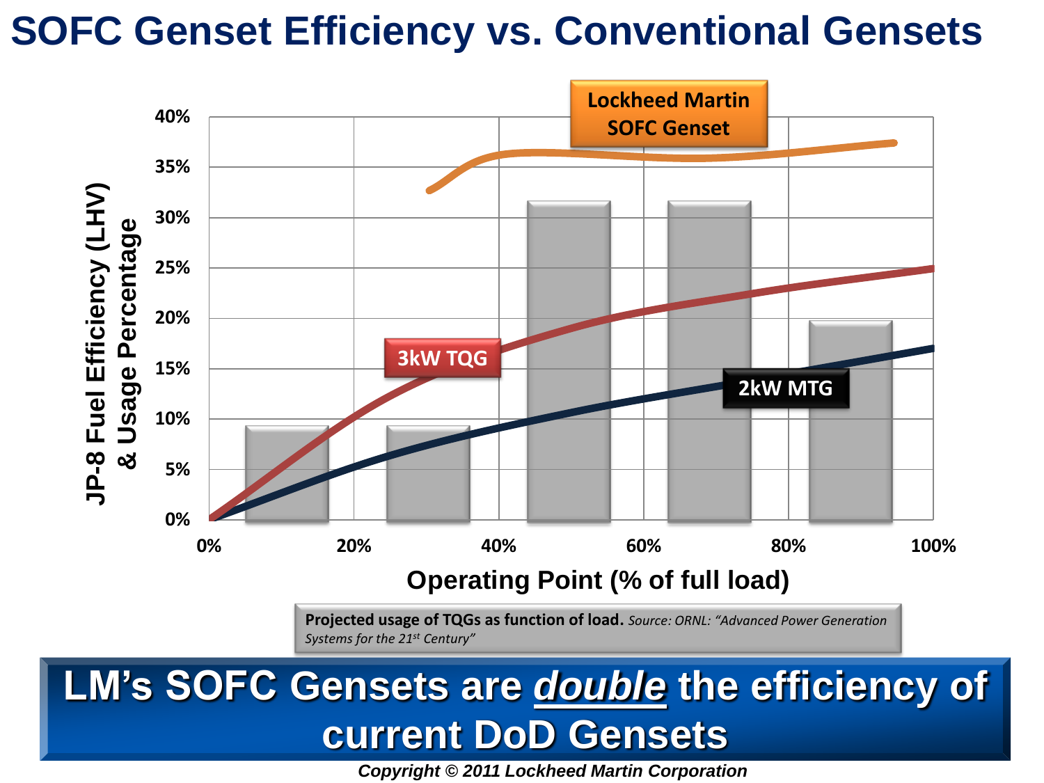# SOFC Genset Efficiency vs. Conventional Gensets

**Projected usage of TQGs as function of load.** *Source: ORNL: "Advanced Power Generation Systems for the 21st Century"*

## LM's SOFC Gensets are ***double*** the efficiency of current DoD Gensets

*Copyright © 2011 Lockheed Martin Corporation*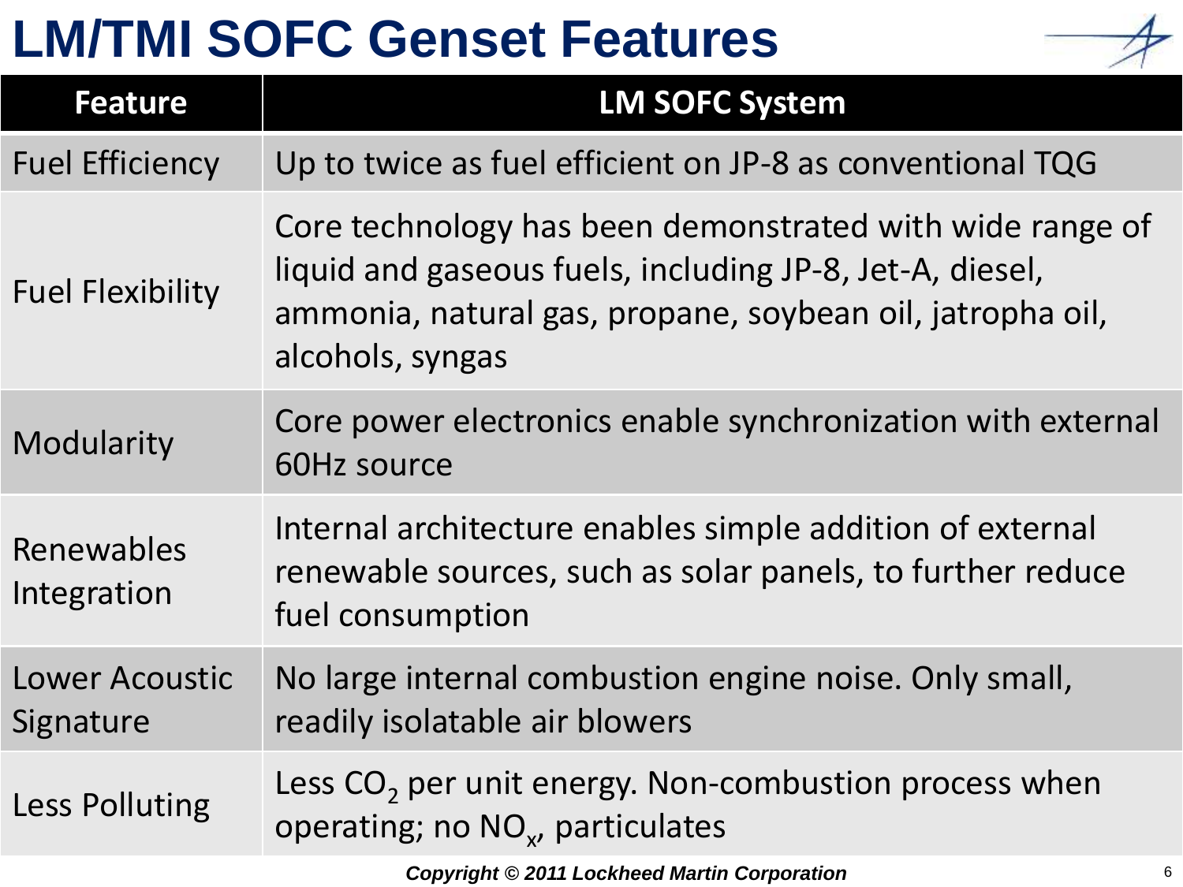# LM/TMI SOFC Genset Features

| Feature | LM SOFC System |
| --- | --- |
| Fuel Efficiency | Up to twice as fuel efficient on JP-8 as conventional TQG |
| Fuel Flexibility | Core technology has been demonstrated with wide range of liquid and gaseous fuels, including JP-8, Jet-A, diesel, ammonia, natural gas, propane, soybean oil, jatropha oil, alcohols, syngas |
| Modularity | Core power electronics enable synchronization with external 60Hz source |
| Renewables Integration | Internal architecture enables simple addition of external renewable sources, such as solar panels, to further reduce fuel consumption |
| Lower Acoustic Signature | No large internal combustion engine noise. Only small, readily isolatable air blowers |
| Less Polluting | Less $CO_2$ per unit energy. Non-combustion process when operating; no $NO_x$, particulates |

***Copyright © 2011 Lockheed Martin Corporation***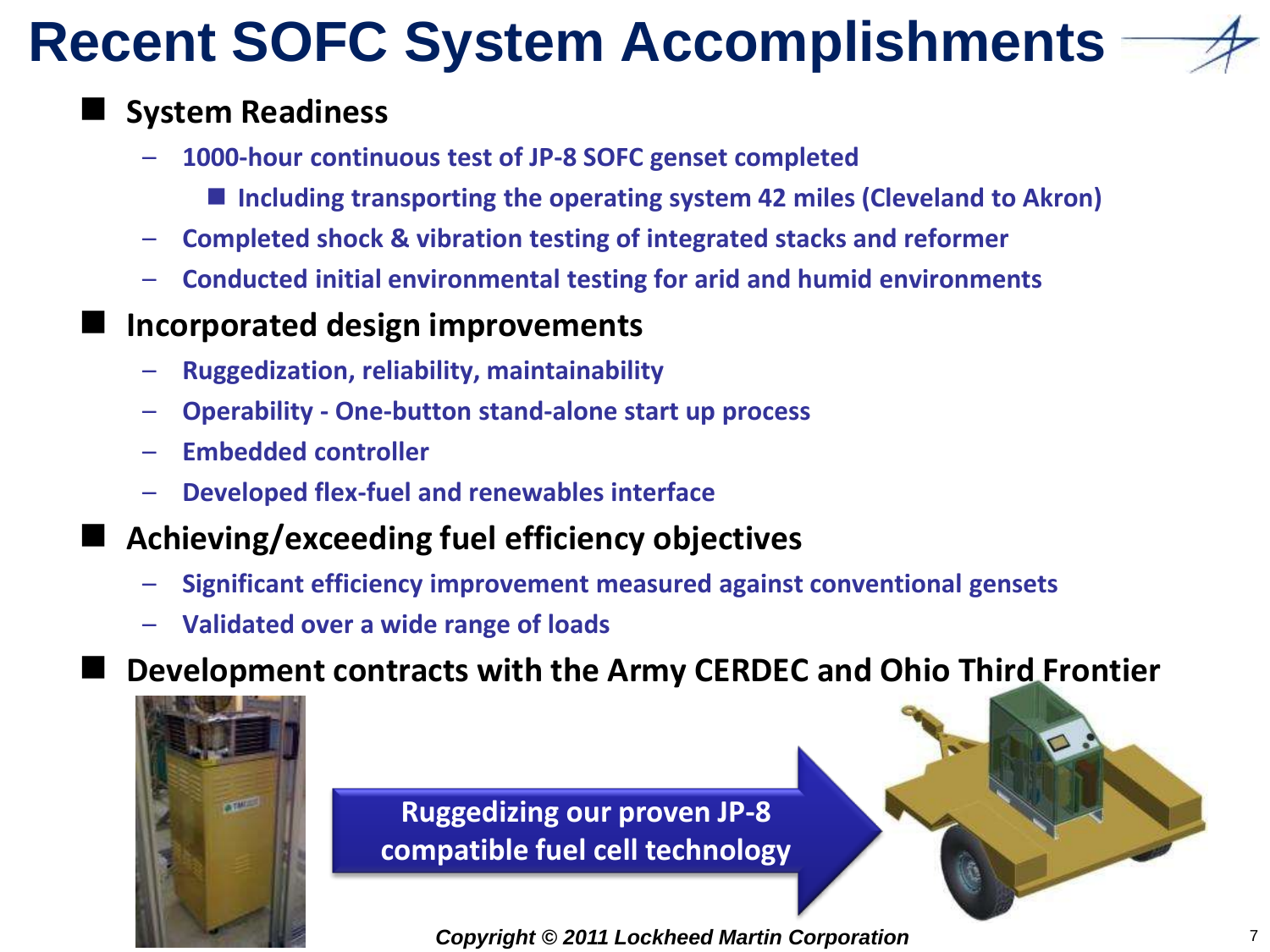# Recent SOFC System Accomplishments

- **System Readiness**
  - 1000-hour continuous test of JP-8 SOFC genset completed
    - Including transporting the operating system 42 miles (Cleveland to Akron)
  - Completed shock & vibration testing of integrated stacks and reformer
  - Conducted initial environmental testing for arid and humid environments
- **Incorporated design improvements**
  - Ruggedization, reliability, maintainability
  - Operability - One-button stand-alone start up process
  - Embedded controller
  - Developed flex-fuel and renewables interface
- **Achieving/exceeding fuel efficiency objectives**
  - Significant efficiency improvement measured against conventional gensets
  - Validated over a wide range of loads
- **Development contracts with the Army CERDEC and Ohio Third Frontier**

Ruggedizing our proven JP-8 compatible fuel cell technology

*Copyright © 2011 Lockheed Martin Corporation*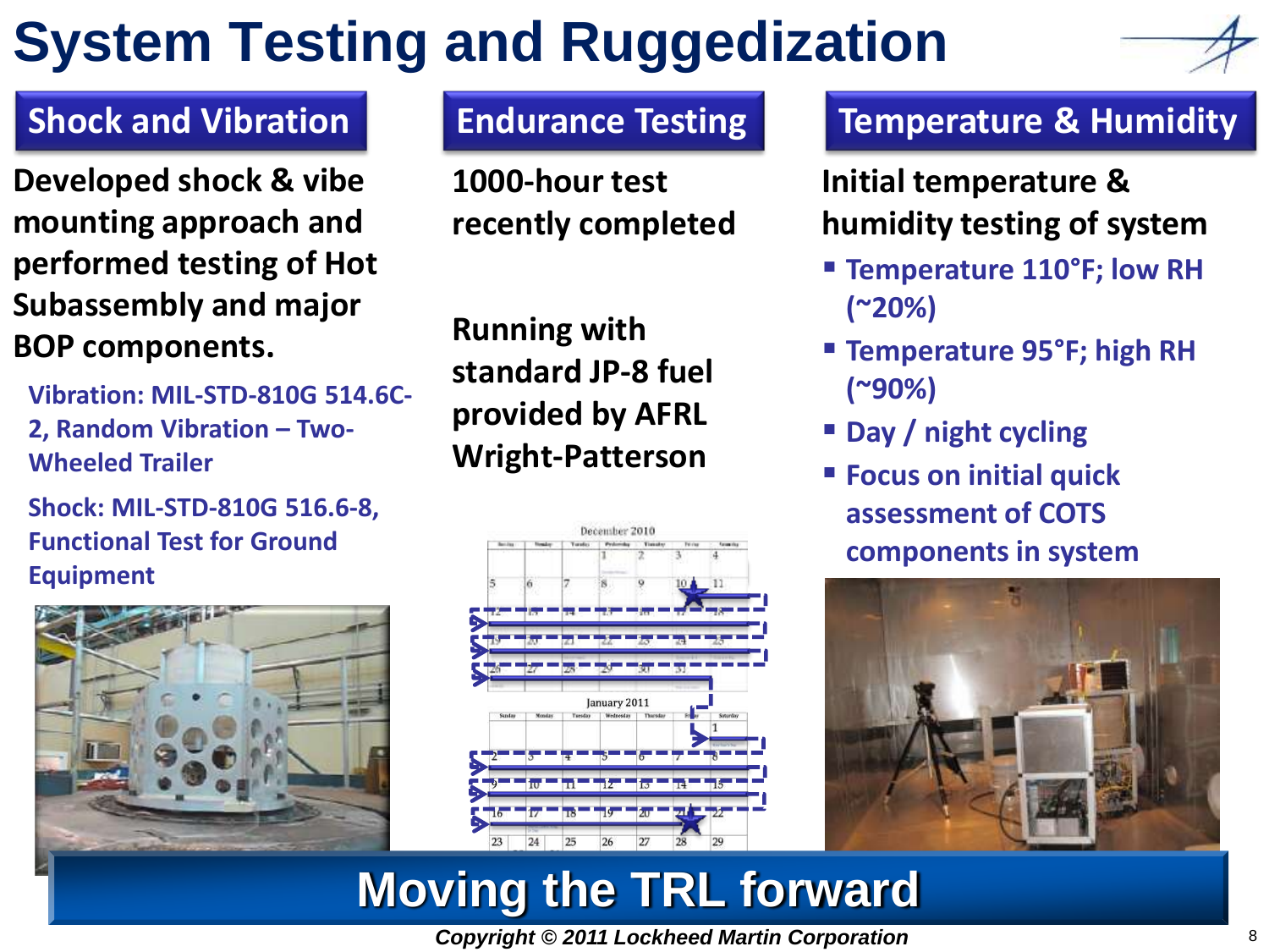# System Testing and Ruggedization

## Shock and Vibration

**Developed shock & vibe mounting approach and performed testing of Hot Subassembly and major BOP components.**

**Vibration: MIL-STD-810G 514.6C-2, Random Vibration – Two-Wheeled Trailer**

**Shock: MIL-STD-810G 516.6-8, Functional Test for Ground Equipment**

## Endurance Testing

**1000-hour test recently completed**

**Running with standard JP-8 fuel provided by AFRL Wright-Patterson**

## Temperature & Humidity

**Initial temperature & humidity testing of system**

- **Temperature 110°F; low RH (~20%)**
- **Temperature 95°F; high RH (~90%)**
- **Day / night cycling**
- **Focus on initial quick assessment of COTS components in system**

**Moving the TRL forward**

*Copyright © 2011 Lockheed Martin Corporation*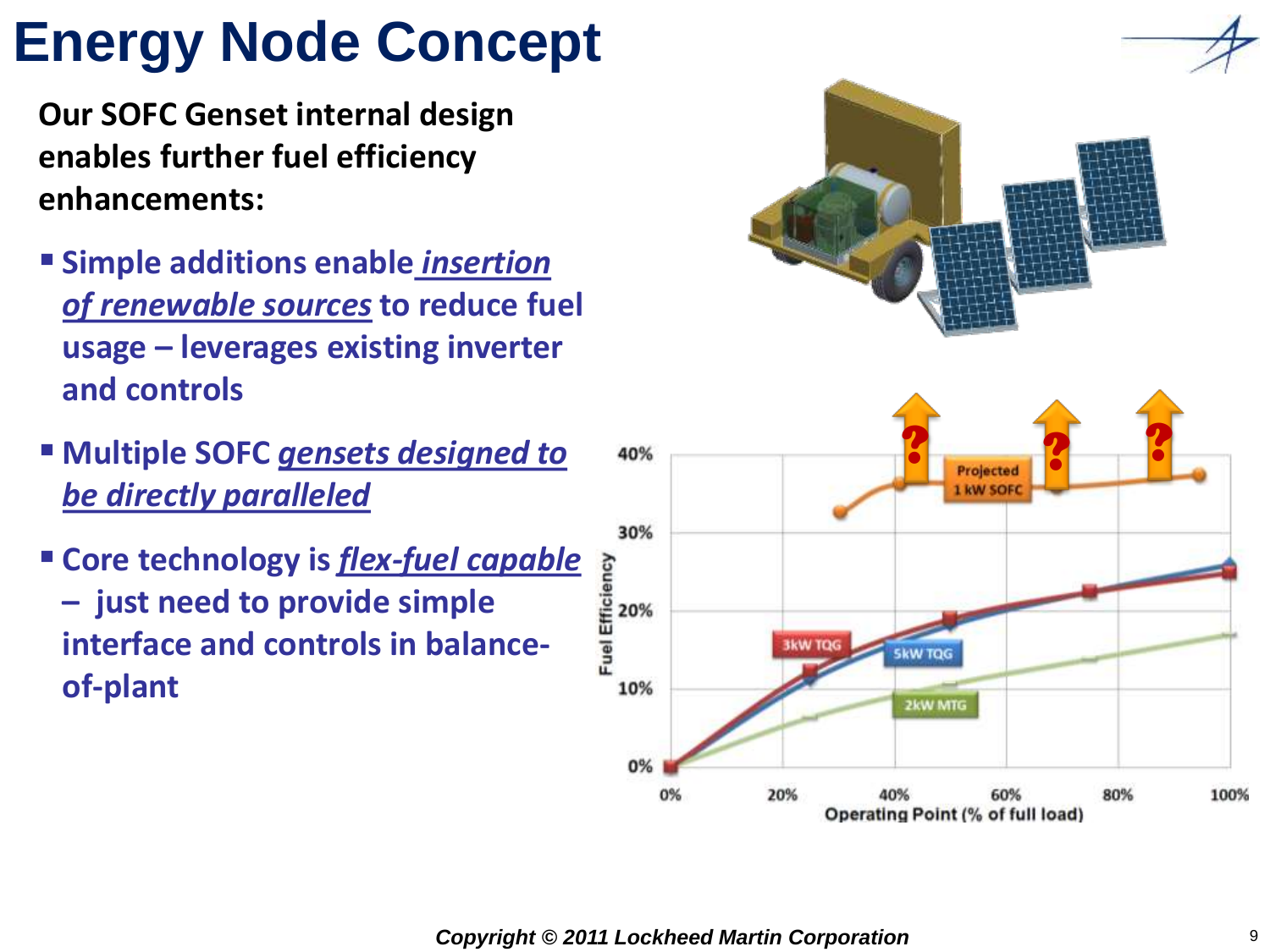# Energy Node Concept

**Our SOFC Genset internal design enables further fuel efficiency enhancements:**

- **Simple additions enable *insertion of renewable sources* to reduce fuel usage – leverages existing inverter and controls**
- **Multiple SOFC *gensets designed to be directly paralleled***
- **Core technology is *flex-fuel capable* – just need to provide simple interface and controls in balance-of-plant**

Copyright © 2011 Lockheed Martin Corporation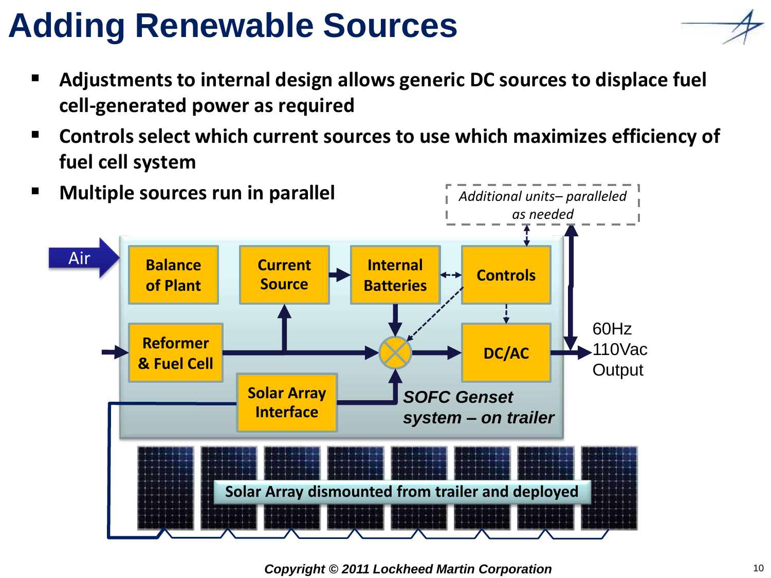# Adding Renewable Sources

- **Adjustments to internal design allows generic DC sources to displace fuel cell-generated power as required**
- **Controls select which current sources to use which maximizes efficiency of fuel cell system**
- **Multiple sources run in parallel**

*Additional units– paralleled as needed*

Air

**Balance of Plant**

**Current Source**

**Internal Batteries**

**Controls**

**Reformer & Fuel Cell**

**DC/AC**

60Hz 110Vac Output

**Solar Array Interface**

***SOFC Genset system – on trailer***

**Solar Array dismounted from trailer and deployed**

***Copyright © 2011 Lockheed Martin Corporation***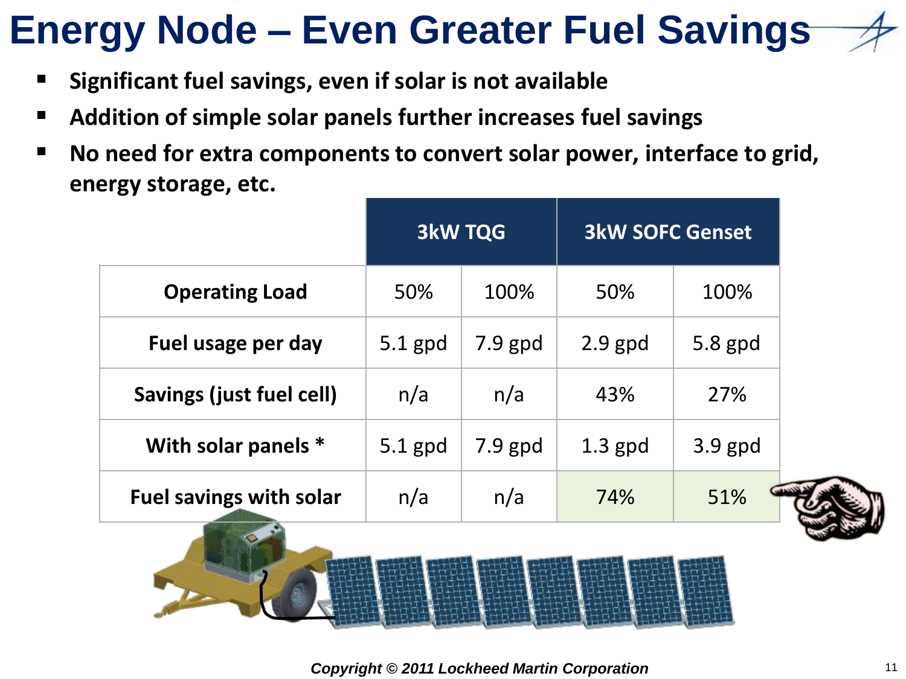# Energy Node – Even Greater Fuel Savings

- **Significant fuel savings, even if solar is not available**
- **Addition of simple solar panels further increases fuel savings**
- **No need for extra components to convert solar power, interface to grid, energy storage, etc.**

| | 3kW TQG | | 3kW SOFC Genset | |
|---|---|---|---|---|
| **Operating Load** | 50% | 100% | 50% | 100% |
| **Fuel usage per day** | 5.1 gpd | 7.9 gpd | 2.9 gpd | 5.8 gpd |
| **Savings (just fuel cell)** | n/a | n/a | 43% | 27% |
| **With solar panels *** | 5.1 gpd | 7.9 gpd | 1.3 gpd | 3.9 gpd |
| **Fuel savings with solar** | n/a | n/a | 74% | 51% |

***Copyright © 2011 Lockheed Martin Corporation***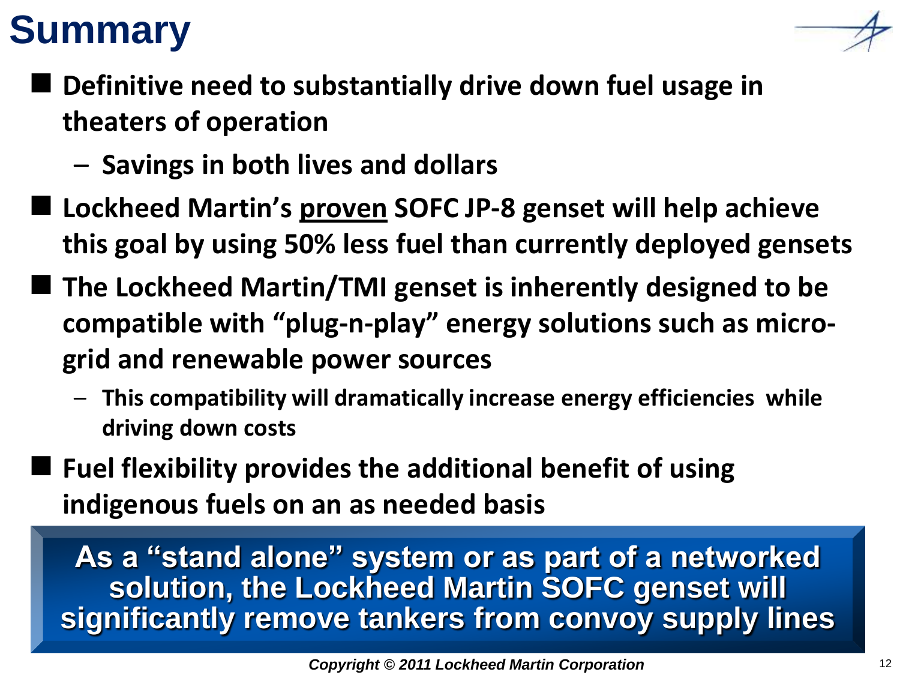# Summary

- **Definitive need to substantially drive down fuel usage in theaters of operation**
  - **Savings in both lives and dollars**
- **Lockheed Martin's proven SOFC JP-8 genset will help achieve this goal by using 50% less fuel than currently deployed gensets**
- **The Lockheed Martin/TMI genset is inherently designed to be compatible with "plug-n-play" energy solutions such as micro-grid and renewable power sources**
  - **This compatibility will dramatically increase energy efficiencies while driving down costs**
- **Fuel flexibility provides the additional benefit of using indigenous fuels on an as needed basis**

**As a "stand alone" system or as part of a networked solution, the Lockheed Martin SOFC genset will significantly remove tankers from convoy supply lines**

*Copyright © 2011 Lockheed Martin Corporation*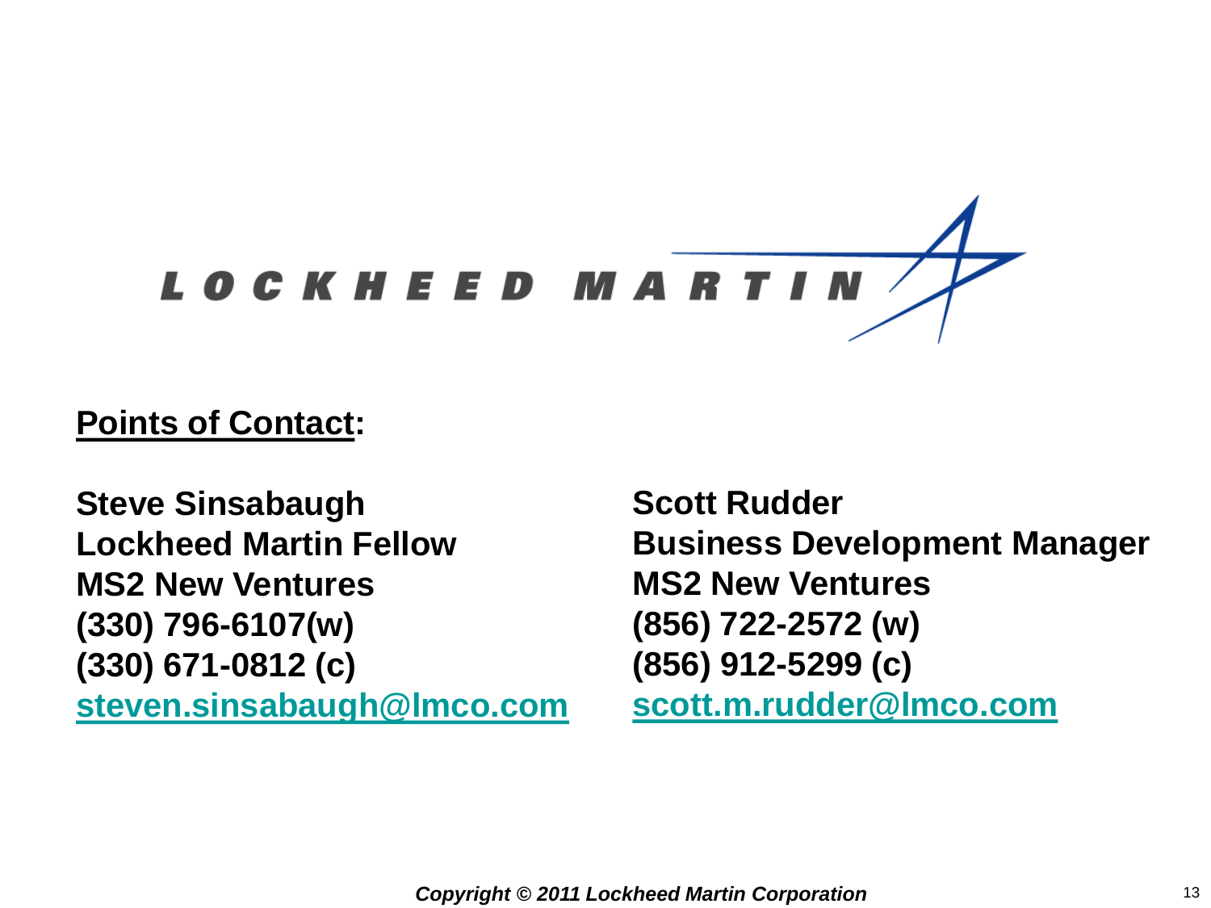LOCKHEED MARTIN

**Points of Contact:**

**Steve Sinsabaugh**
**Lockheed Martin Fellow**
**MS2 New Ventures**
**(330) 796-6107(w)**
**(330) 671-0812 (c)**
**steven.sinsabaugh@lmco.com**

**Scott Rudder**
**Business Development Manager**
**MS2 New Ventures**
**(856) 722-2572 (w)**
**(856) 912-5299 (c)**
**scott.m.rudder@lmco.com**

***Copyright © 2011 Lockheed Martin Corporation***